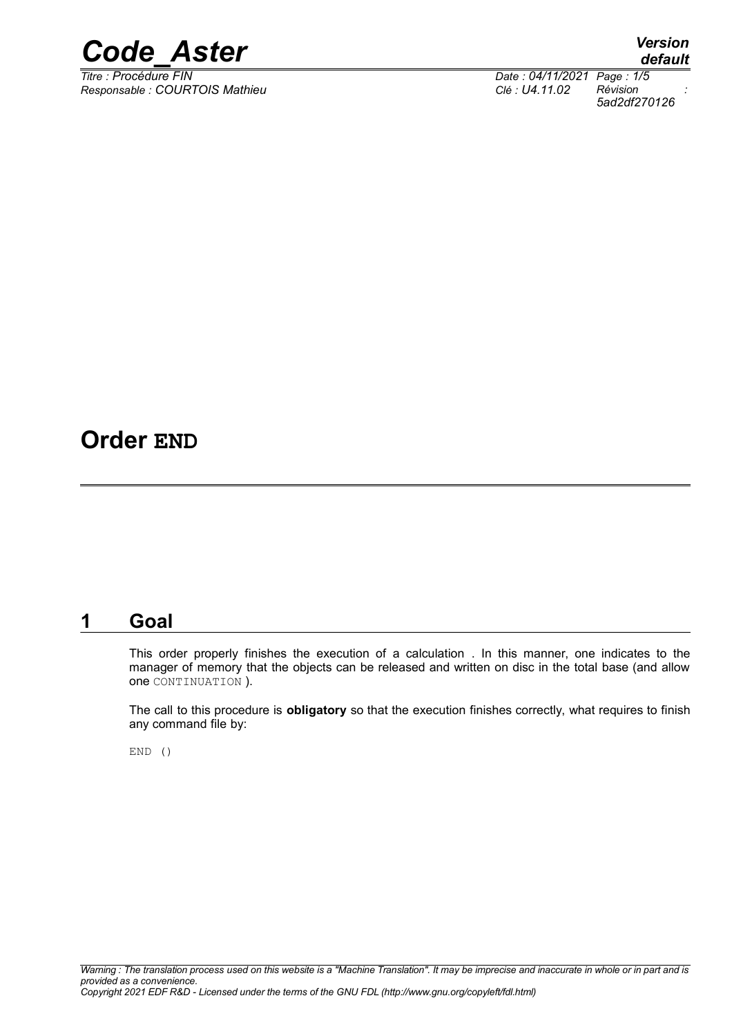# Order END

## 1 Goal

This order properly finishes the execution of a calculation . In this manner, one indicates to the manager of memory that the objects can be released and written on disc in the total base (and allow one CONTINUATION ).

The call to this procedure is **obligatory** so that the execution finishes correctly, what requires to finish any command file by:

```
END ()
```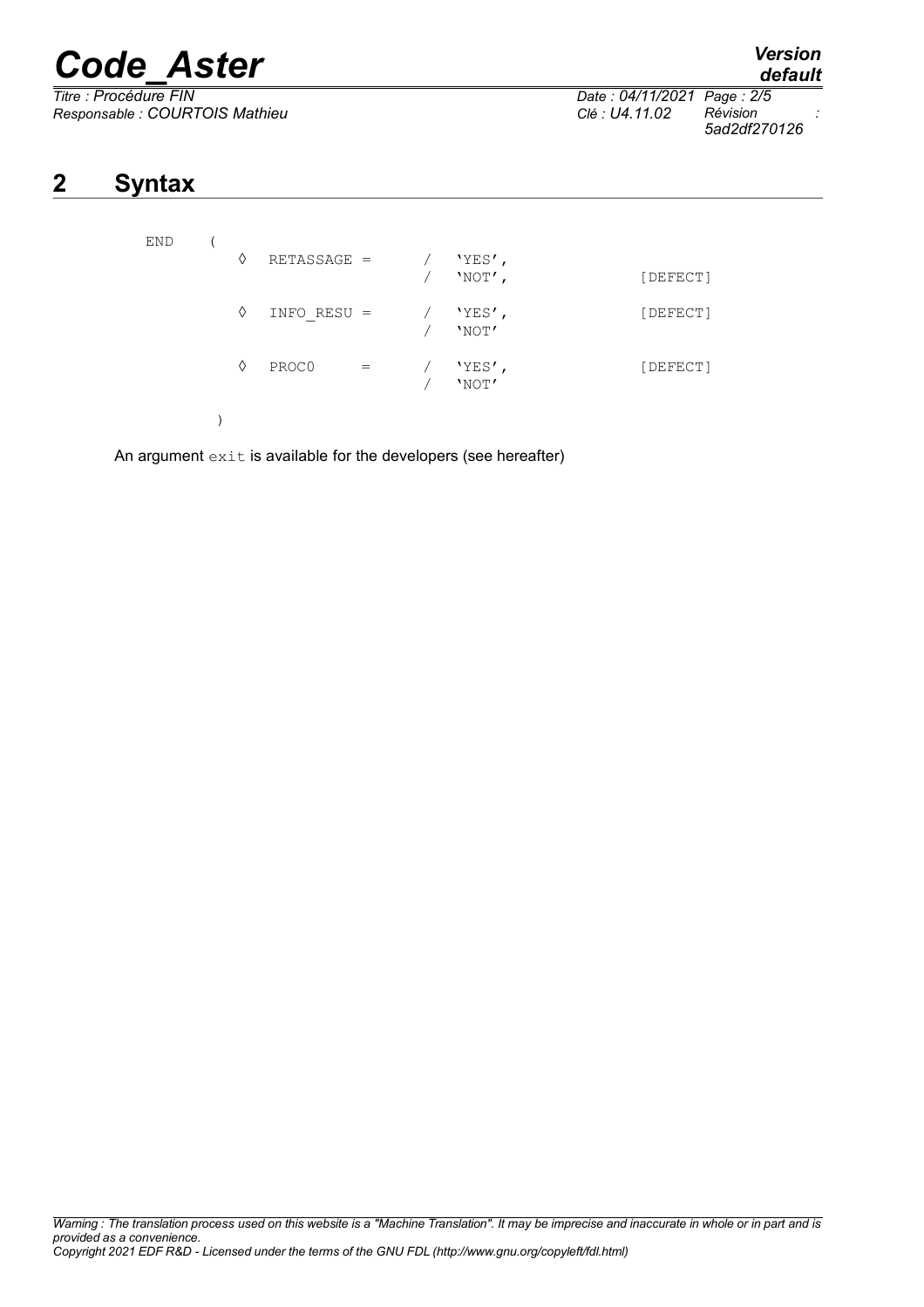## 2 Syntax

```
END    (
          ◊  RETASSAGE =     /  'YES',
                             /  'NOT',                [DEFECT]

          ◊  INFO_RESU =     /  'YES',                [DEFECT]
                             /  'NOT'

          ◊  PROC0     =     /  'YES',                [DEFECT]
                             /  'NOT'

       )
```

An argument `exit` is available for the developers (see hereafter)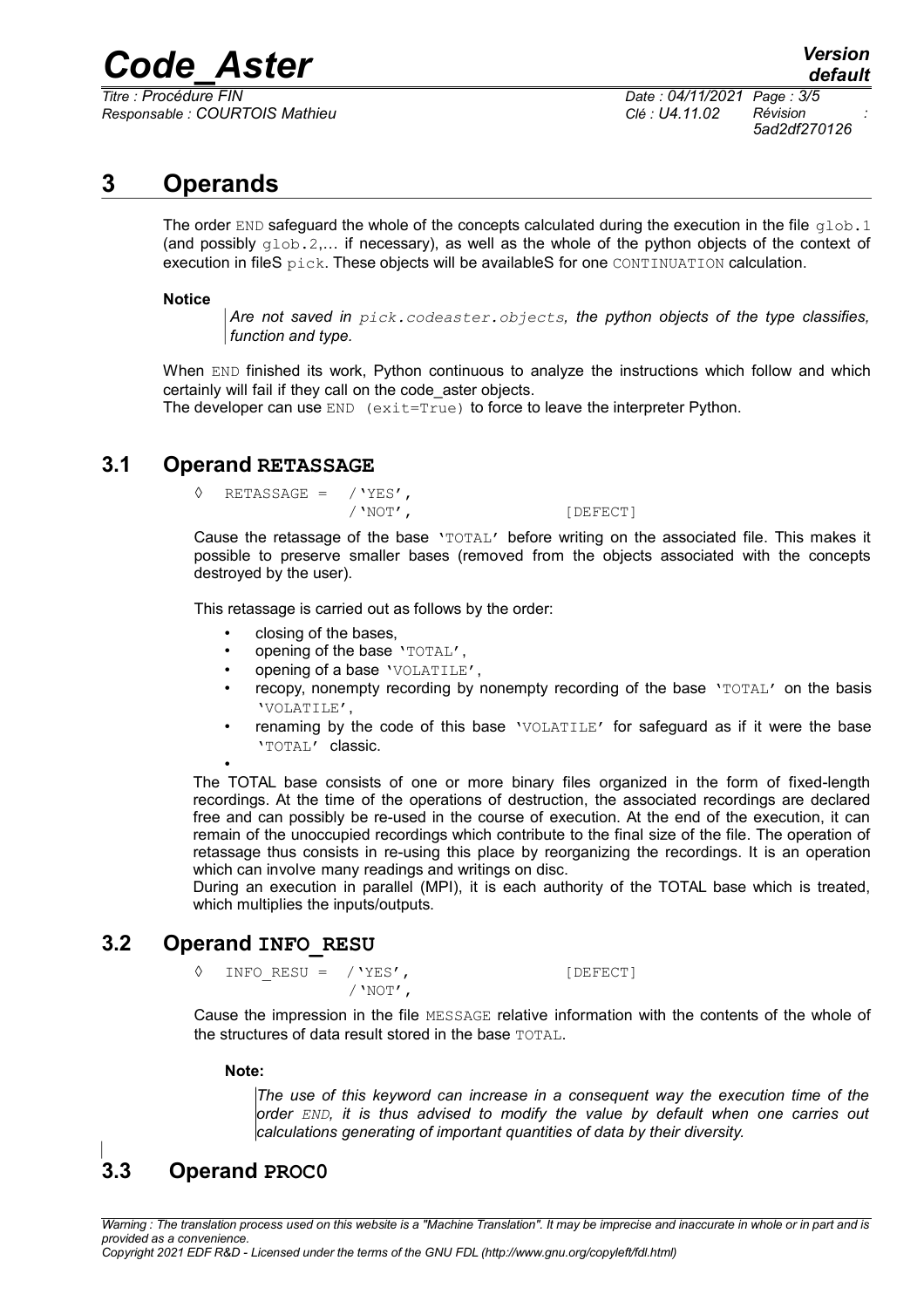# 3 Operands

The order `END` safeguard the whole of the concepts calculated during the execution in the file `glob.1` (and possibly `glob.2`,… if necessary), as well as the whole of the python objects of the context of execution in fileS `pick`. These objects will be availableS for one `CONTINUATION` calculation.

**Notice**

> *Are not saved in `pick.codeaster.objects`, the python objects of the type classifies, function and type.*

When `END` finished its work, Python continuous to analyze the instructions which follow and which certainly will fail if they call on the code_aster objects.
The developer can use `END (exit=True)` to force to leave the interpreter Python.

## 3.1 Operand RETASSAGE

```
◊  RETASSAGE =  /'YES',
                /'NOT',                [DEFECT]
```

Cause the retassage of the base `'TOTAL'` before writing on the associated file. This makes it possible to preserve smaller bases (removed from the objects associated with the concepts destroyed by the user).

This retassage is carried out as follows by the order:

- closing of the bases,
- opening of the base `'TOTAL'`,
- opening of a base `'VOLATILE'`,
- recopy, nonempty recording by nonempty recording of the base `'TOTAL'` on the basis `'VOLATILE'`,
- renaming by the code of this base `'VOLATILE'` for safeguard as if it were the base `'TOTAL'` classic.
- 

The TOTAL base consists of one or more binary files organized in the form of fixed-length recordings. At the time of the operations of destruction, the associated recordings are declared free and can possibly be re-used in the course of execution. At the end of the execution, it can remain of the unoccupied recordings which contribute to the final size of the file. The operation of retassage thus consists in re-using this place by reorganizing the recordings. It is an operation which can involve many readings and writings on disc.
During an execution in parallel (MPI), it is each authority of the TOTAL base which is treated, which multiplies the inputs/outputs.

## 3.2 Operand INFO_RESU

```
◊  INFO_RESU =  /'YES',                [DEFECT]
                /'NOT',
```

Cause the impression in the file `MESSAGE` relative information with the contents of the whole of the structures of data result stored in the base `TOTAL`.

**Note:**

> *The use of this keyword can increase in a consequent way the execution time of the order `END`, it is thus advised to modify the value by default when one carries out calculations generating of important quantities of data by their diversity.*

## 3.3 Operand PROC0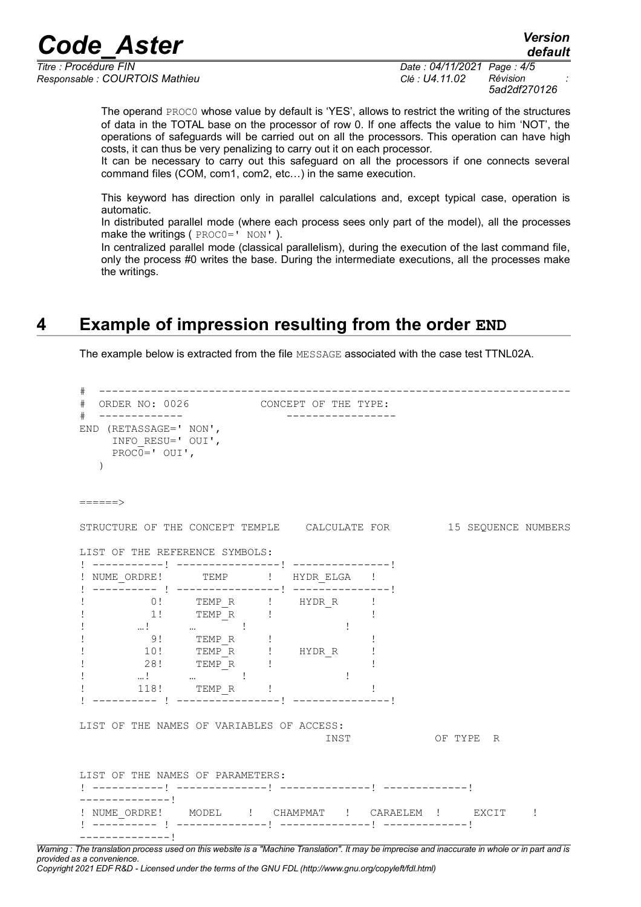The operand PROC0 whose value by default is 'YES', allows to restrict the writing of the structures of data in the TOTAL base on the processor of row 0. If one affects the value to him 'NOT', the operations of safeguards will be carried out on all the processors. This operation can have high costs, it can thus be very penalizing to carry out it on each processor.
It can be necessary to carry out this safeguard on all the processors if one connects several command files (COM, com1, com2, etc…) in the same execution.

This keyword has direction only in parallel calculations and, except typical case, operation is automatic.
In distributed parallel mode (where each process sees only part of the model), all the processes make the writings ( PROC0=' NON' ).
In centralized parallel mode (classical parallelism), during the execution of the last command file, only the process #0 writes the base. During the intermediate executions, all the processes make the writings.

# 4 Example of impression resulting from the order END

The example below is extracted from the file MESSAGE associated with the case test TTNL02A.

```
#  ------------------------------------------------------------------------
#  ORDER NO: 0026           CONCEPT OF THE TYPE:
#  -------------                  -----------------
END (RETASSAGE=' NON',
     INFO_RESU=' OUI',
     PROC0=' OUI',
   )


======>

STRUCTURE OF THE CONCEPT TEMPLE    CALCULATE FOR         15 SEQUENCE NUMBERS

LIST OF THE REFERENCE SYMBOLS:
! -----------! ----------------! ---------------!
! NUME_ORDRE!      TEMP      !   HYDR_ELGA   !
! ---------- ! ----------------! ---------------!
!          0!     TEMP_R     !    HYDR_R     !
!          1!     TEMP_R     !               !
!         …!      …       !               !
!          9!     TEMP_R     !               !
!         10!     TEMP_R     !    HYDR_R     !
!         28!     TEMP_R     !               !
!         …!      …       !               !
!        118!     TEMP_R     !               !
! ---------- ! ----------------! ---------------!

LIST OF THE NAMES OF VARIABLES OF ACCESS:
                                         INST             OF TYPE  R


LIST OF THE NAMES OF PARAMETERS:
! -----------! --------------! --------------! -------------!
--------------!
! NUME_ORDRE!    MODEL     !   CHAMPMAT   !   CARAELEM  !     EXCIT    !
! ---------- ! --------------! --------------! -------------!
--------------!
```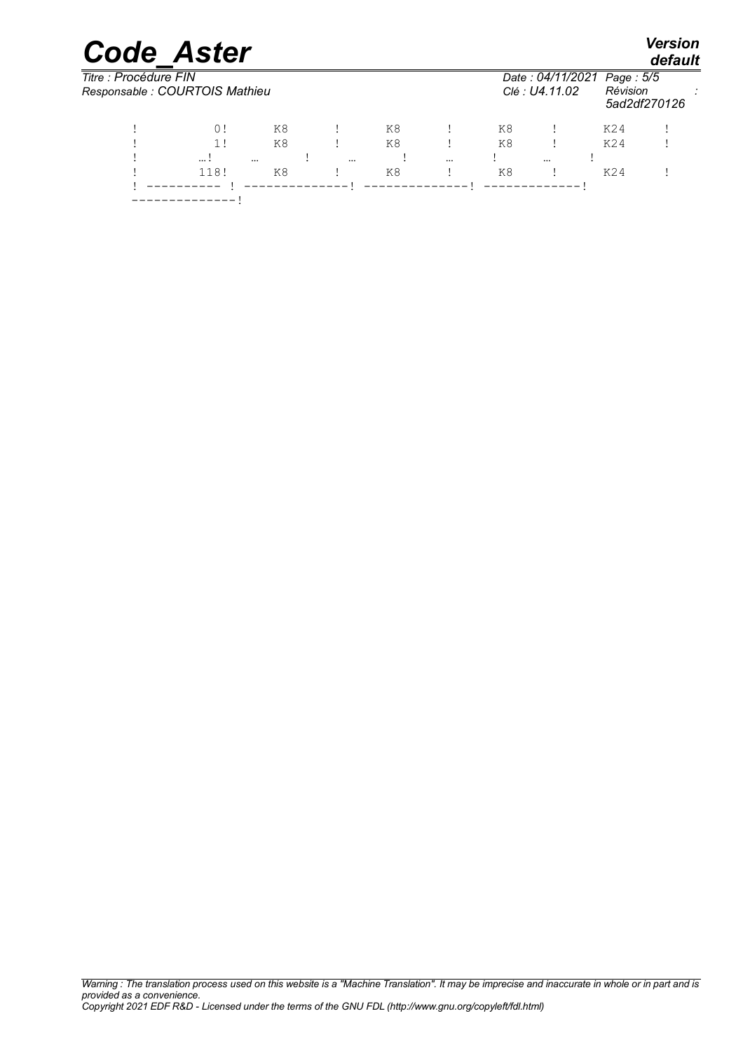```
!          0!      K8      !      K8      !      K8      !      K24      !
!          1!      K8      !      K8      !      K8      !      K24      !
!          …!      …       !      …       !      …       !      …        !
!        118!      K8      !      K8      !      K8      !      K24      !
! ---------- ! --------------! --------------! -------------!
--------------!
```